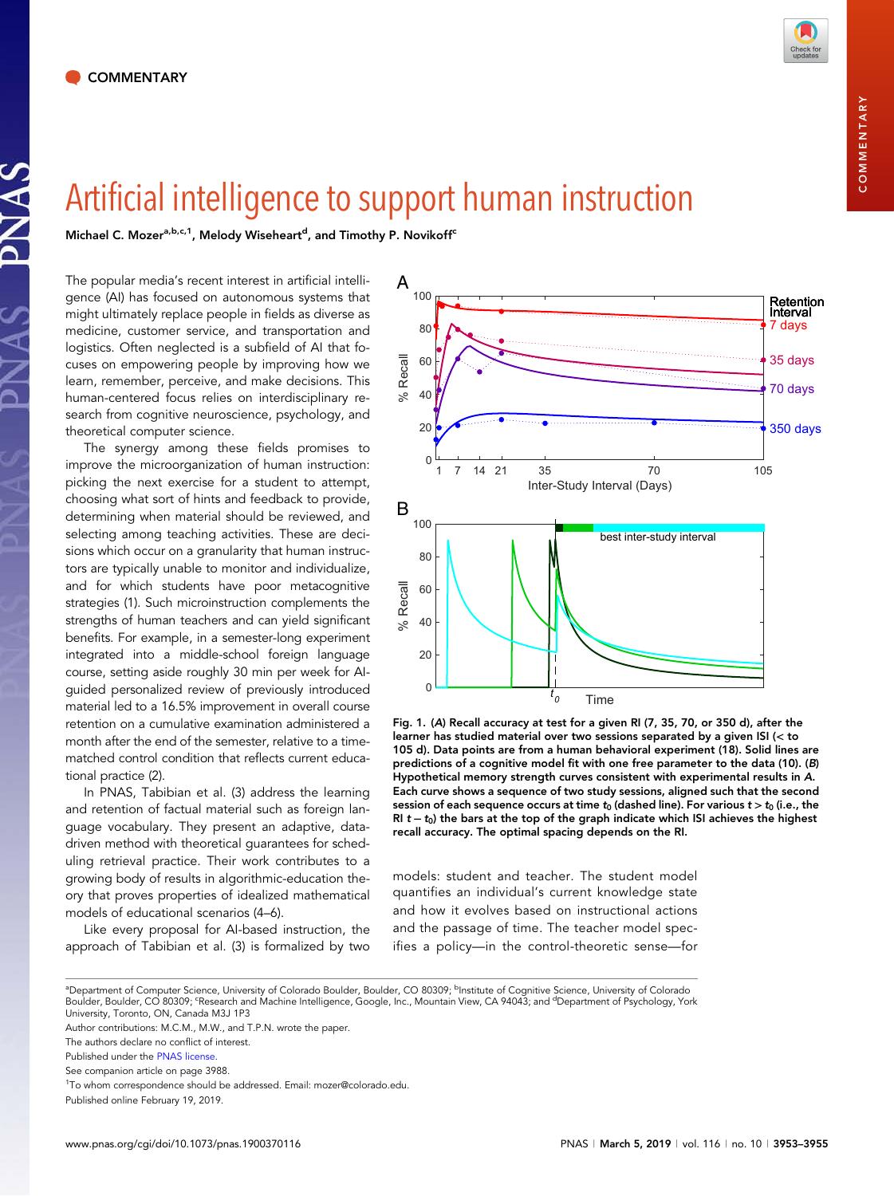COMMENTARY

# Artificial intelligence to support human instruction

**Michael C. Mozer**[a,b,c,1], **Melody Wiseheart**[d], **and Timothy P. Novikoff**[c]

The popular media's recent interest in artificial intelligence (AI) has focused on autonomous systems that might ultimately replace people in fields as diverse as medicine, customer service, and transportation and logistics. Often neglected is a subfield of AI that focuses on empowering people by improving how we learn, remember, perceive, and make decisions. This human-centered focus relies on interdisciplinary research from cognitive neuroscience, psychology, and theoretical computer science.

The synergy among these fields promises to improve the microorganization of human instruction: picking the next exercise for a student to attempt, choosing what sort of hints and feedback to provide, determining when material should be reviewed, and selecting among teaching activities. These are decisions which occur on a granularity that human instructors are typically unable to monitor and individualize, and for which students have poor metacognitive strategies (1). Such microinstruction complements the strengths of human teachers and can yield significant benefits. For example, in a semester-long experiment integrated into a middle-school foreign language course, setting aside roughly 30 min per week for AI-guided personalized review of previously introduced material led to a 16.5% improvement in overall course retention on a cumulative examination administered a month after the end of the semester, relative to a time-matched control condition that reflects current educational practice (2).

In PNAS, Tabibian et al. (3) address the learning and retention of factual material such as foreign language vocabulary. They present an adaptive, data-driven method with theoretical guarantees for scheduling retrieval practice. Their work contributes to a growing body of results in algorithmic-education theory that proves properties of idealized mathematical models of educational scenarios (4–6).

Like every proposal for AI-based instruction, the approach of Tabibian et al. (3) is formalized by two models: student and teacher. The student model quantifies an individual's current knowledge state and how it evolves based on instructional actions and the passage of time. The teacher model specifies a policy—in the control-theoretic sense—for

**Fig. 1.** **(A) Recall accuracy at test for a given RI (7, 35, 70, or 350 d), after the learner has studied material over two sessions separated by a given ISI (< to 105 d). Data points are from a human behavioral experiment (18). Solid lines are predictions of a cognitive model fit with one free parameter to the data (10). (B) Hypothetical memory strength curves consistent with experimental results in A. Each curve shows a sequence of two study sessions, aligned such that the second session of each sequence occurs at time $t_0$ (dashed line). For various $t > t_0$ (i.e., the RI $t - t_0$) the bars at the top of the graph indicate which ISI achieves the highest recall accuracy. The optimal spacing depends on the RI.**

[a]Department of Computer Science, University of Colorado Boulder, Boulder, CO 80309; [b]Institute of Cognitive Science, University of Colorado Boulder, Boulder, CO 80309; [c]Research and Machine Intelligence, Google, Inc., Mountain View, CA 94043; and [d]Department of Psychology, York University, Toronto, ON, Canada M3J 1P3

Author contributions: M.C.M., M.W., and T.P.N. wrote the paper.

The authors declare no conflict of interest.

Published under the PNAS license.

See companion article on page 3988.

[1]To whom correspondence should be addressed. Email: mozer@colorado.edu.

Published online February 19, 2019.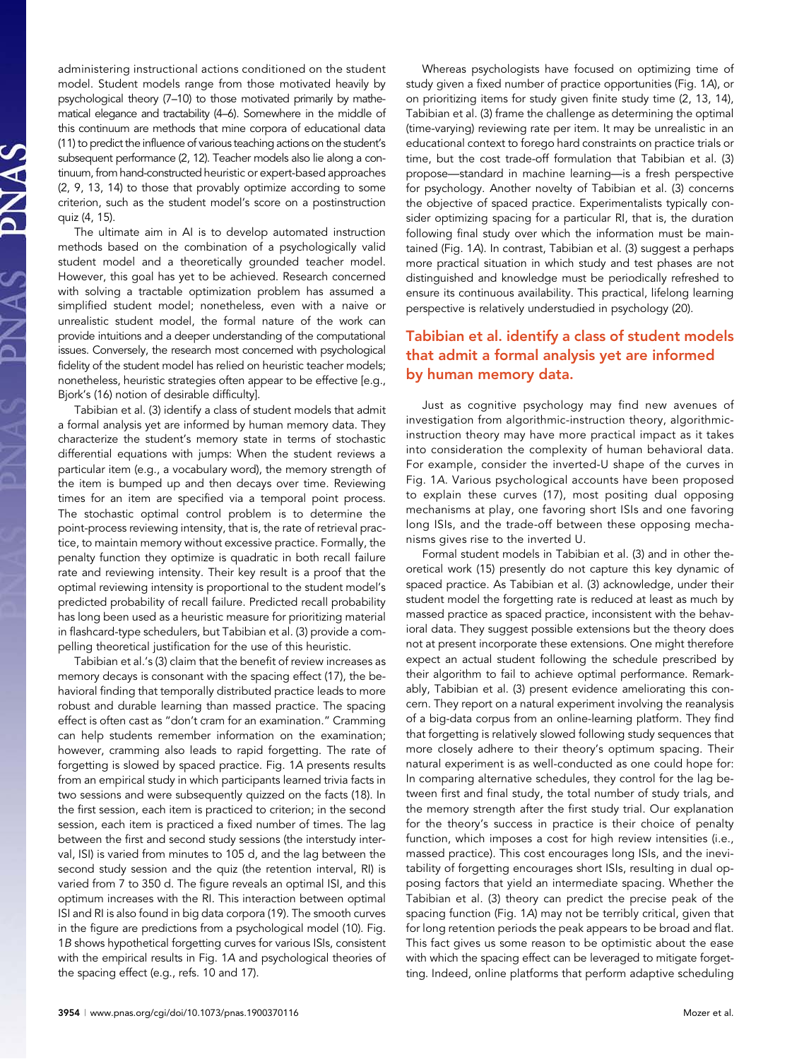administering instructional actions conditioned on the student model. Student models range from those motivated heavily by psychological theory (7–10) to those motivated primarily by mathematical elegance and tractability (4–6). Somewhere in the middle of this continuum are methods that mine corpora of educational data (11) to predict the influence of various teaching actions on the student's subsequent performance (2, 12). Teacher models also lie along a continuum, from hand-constructed heuristic or expert-based approaches (2, 9, 13, 14) to those that provably optimize according to some criterion, such as the student model's score on a postinstruction quiz (4, 15).

The ultimate aim in AI is to develop automated instruction methods based on the combination of a psychologically valid student model and a theoretically grounded teacher model. However, this goal has yet to be achieved. Research concerned with solving a tractable optimization problem has assumed a simplified student model; nonetheless, even with a naive or unrealistic student model, the formal nature of the work can provide intuitions and a deeper understanding of the computational issues. Conversely, the research most concerned with psychological fidelity of the student model has relied on heuristic teacher models; nonetheless, heuristic strategies often appear to be effective [e.g., Bjork's (16) notion of desirable difficulty].

Tabibian et al. (3) identify a class of student models that admit a formal analysis yet are informed by human memory data. They characterize the student's memory state in terms of stochastic differential equations with jumps: When the student reviews a particular item (e.g., a vocabulary word), the memory strength of the item is bumped up and then decays over time. Reviewing times for an item are specified via a temporal point process. The stochastic optimal control problem is to determine the point-process reviewing intensity, that is, the rate of retrieval practice, to maintain memory without excessive practice. Formally, the penalty function they optimize is quadratic in both recall failure rate and reviewing intensity. Their key result is a proof that the optimal reviewing intensity is proportional to the student model's predicted probability of recall failure. Predicted recall probability has long been used as a heuristic measure for prioritizing material in flashcard-type schedulers, but Tabibian et al. (3) provide a compelling theoretical justification for the use of this heuristic.

Tabibian et al.'s (3) claim that the benefit of review increases as memory decays is consonant with the spacing effect (17), the behavioral finding that temporally distributed practice leads to more robust and durable learning than massed practice. The spacing effect is often cast as "don't cram for an examination." Cramming can help students remember information on the examination; however, cramming also leads to rapid forgetting. The rate of forgetting is slowed by spaced practice. Fig. 1*A* presents results from an empirical study in which participants learned trivia facts in two sessions and were subsequently quizzed on the facts (18). In the first session, each item is practiced to criterion; in the second session, each item is practiced a fixed number of times. The lag between the first and second study sessions (the interstudy interval, ISI) is varied from minutes to 105 d, and the lag between the second study session and the quiz (the retention interval, RI) is varied from 7 to 350 d. The figure reveals an optimal ISI, and this optimum increases with the RI. This interaction between optimal ISI and RI is also found in big data corpora (19). The smooth curves in the figure are predictions from a psychological model (10). Fig. 1*B* shows hypothetical forgetting curves for various ISIs, consistent with the empirical results in Fig. 1*A* and psychological theories of the spacing effect (e.g., refs. 10 and 17).

Whereas psychologists have focused on optimizing time of study given a fixed number of practice opportunities (Fig. 1*A*), or on prioritizing items for study given finite study time (2, 13, 14), Tabibian et al. (3) frame the challenge as determining the optimal (time-varying) reviewing rate per item. It may be unrealistic in an educational context to forego hard constraints on practice trials or time, but the cost trade-off formulation that Tabibian et al. (3) propose—standard in machine learning—is a fresh perspective for psychology. Another novelty of Tabibian et al. (3) concerns the objective of spaced practice. Experimentalists typically consider optimizing spacing for a particular RI, that is, the duration following final study over which the information must be maintained (Fig. 1*A*). In contrast, Tabibian et al. (3) suggest a perhaps more practical situation in which study and test phases are not distinguished and knowledge must be periodically refreshed to ensure its continuous availability. This practical, lifelong learning perspective is relatively understudied in psychology (20).

## Tabibian et al. identify a class of student models that admit a formal analysis yet are informed by human memory data.

Just as cognitive psychology may find new avenues of investigation from algorithmic-instruction theory, algorithmic-instruction theory may have more practical impact as it takes into consideration the complexity of human behavioral data. For example, consider the inverted-U shape of the curves in Fig. 1*A*. Various psychological accounts have been proposed to explain these curves (17), most positing dual opposing mechanisms at play, one favoring short ISIs and one favoring long ISIs, and the trade-off between these opposing mechanisms gives rise to the inverted U.

Formal student models in Tabibian et al. (3) and in other theoretical work (15) presently do not capture this key dynamic of spaced practice. As Tabibian et al. (3) acknowledge, under their student model the forgetting rate is reduced at least as much by massed practice as spaced practice, inconsistent with the behavioral data. They suggest possible extensions but the theory does not at present incorporate these extensions. One might therefore expect an actual student following the schedule prescribed by their algorithm to fail to achieve optimal performance. Remarkably, Tabibian et al. (3) present evidence ameliorating this concern. They report on a natural experiment involving the reanalysis of a big-data corpus from an online-learning platform. They find that forgetting is relatively slowed following study sequences that more closely adhere to their theory's optimum spacing. Their natural experiment is as well-conducted as one could hope for: In comparing alternative schedules, they control for the lag between first and final study, the total number of study trials, and the memory strength after the first study trial. Our explanation for the theory's success in practice is their choice of penalty function, which imposes a cost for high review intensities (i.e., massed practice). This cost encourages long ISIs, and the inevitability of forgetting encourages short ISIs, resulting in dual opposing factors that yield an intermediate spacing. Whether the Tabibian et al. (3) theory can predict the precise peak of the spacing function (Fig. 1*A*) may not be terribly critical, given that for long retention periods the peak appears to be broad and flat. This fact gives us some reason to be optimistic about the ease with which the spacing effect can be leveraged to mitigate forgetting. Indeed, online platforms that perform adaptive scheduling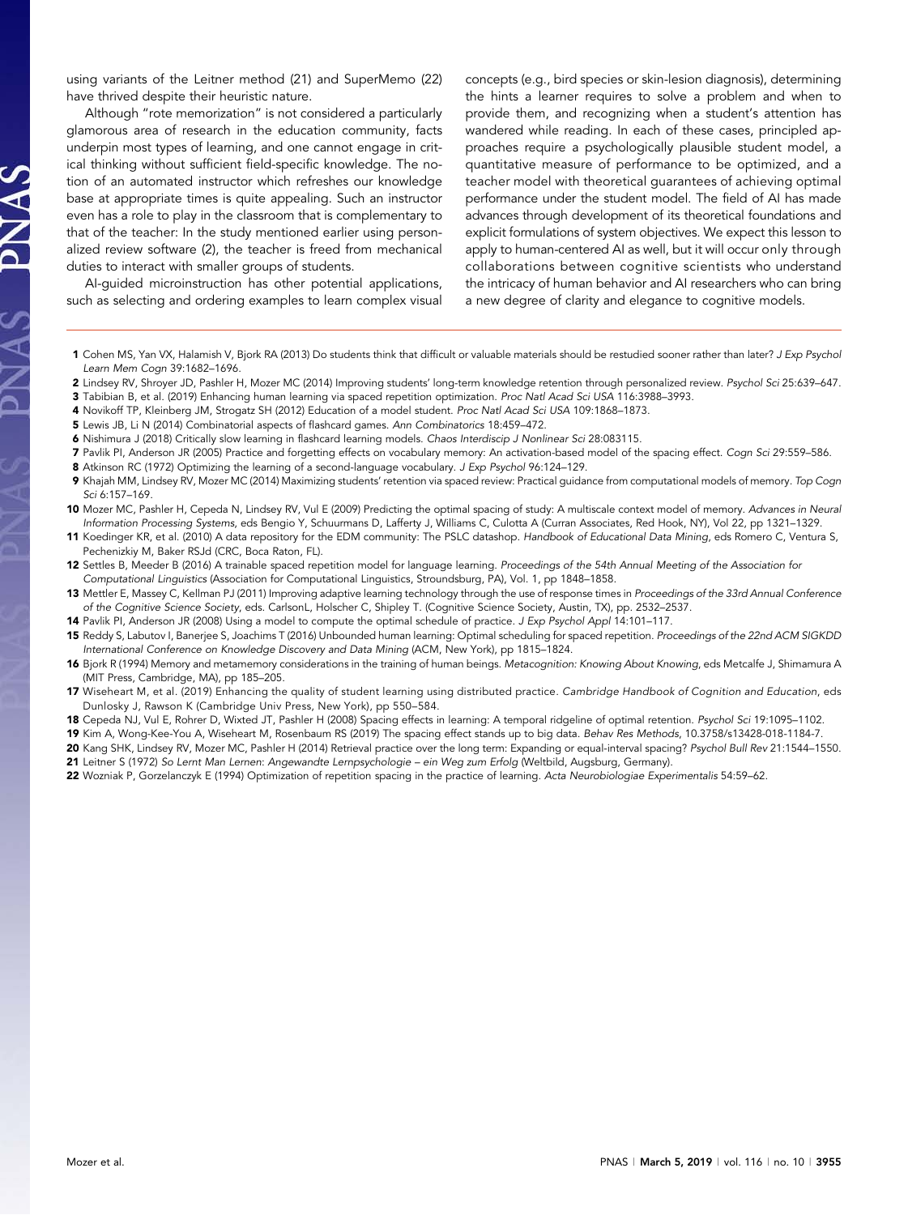using variants of the Leitner method (21) and SuperMemo (22) have thrived despite their heuristic nature.

Although "rote memorization" is not considered a particularly glamorous area of research in the education community, facts underpin most types of learning, and one cannot engage in critical thinking without sufficient field-specific knowledge. The notion of an automated instructor which refreshes our knowledge base at appropriate times is quite appealing. Such an instructor even has a role to play in the classroom that is complementary to that of the teacher: In the study mentioned earlier using personalized review software (2), the teacher is freed from mechanical duties to interact with smaller groups of students.

AI-guided microinstruction has other potential applications, such as selecting and ordering examples to learn complex visual concepts (e.g., bird species or skin-lesion diagnosis), determining the hints a learner requires to solve a problem and when to provide them, and recognizing when a student's attention has wandered while reading. In each of these cases, principled approaches require a psychologically plausible student model, a quantitative measure of performance to be optimized, and a teacher model with theoretical guarantees of achieving optimal performance under the student model. The field of AI has made advances through development of its theoretical foundations and explicit formulations of system objectives. We expect this lesson to apply to human-centered AI as well, but it will occur only through collaborations between cognitive scientists who understand the intricacy of human behavior and AI researchers who can bring a new degree of clarity and elegance to cognitive models.

1 Cohen MS, Yan VX, Halamish V, Bjork RA (2013) Do students think that difficult or valuable materials should be restudied sooner rather than later? *J Exp Psychol Learn Mem Cogn* 39:1682–1696.

2 Lindsey RV, Shroyer JD, Pashler H, Mozer MC (2014) Improving students' long-term knowledge retention through personalized review. *Psychol Sci* 25:639–647.

3 Tabibian B, et al. (2019) Enhancing human learning via spaced repetition optimization. *Proc Natl Acad Sci USA* 116:3988–3993.

4 Novikoff TP, Kleinberg JM, Strogatz SH (2012) Education of a model student. *Proc Natl Acad Sci USA* 109:1868–1873.

5 Lewis JB, Li N (2014) Combinatorial aspects of flashcard games. *Ann Combinatorics* 18:459–472.

6 Nishimura J (2018) Critically slow learning in flashcard learning models. *Chaos Interdiscip J Nonlinear Sci* 28:083115.

7 Pavlik PI, Anderson JR (2005) Practice and forgetting effects on vocabulary memory: An activation-based model of the spacing effect. *Cogn Sci* 29:559–586.

8 Atkinson RC (1972) Optimizing the learning of a second-language vocabulary. *J Exp Psychol* 96:124–129.

9 Khajah MM, Lindsey RV, Mozer MC (2014) Maximizing students' retention via spaced review: Practical guidance from computational models of memory. *Top Cogn Sci* 6:157–169.

10 Mozer MC, Pashler H, Cepeda N, Lindsey RV, Vul E (2009) Predicting the optimal spacing of study: A multiscale context model of memory. *Advances in Neural Information Processing Systems*, eds Bengio Y, Schuurmans D, Lafferty J, Williams C, Culotta A (Curran Associates, Red Hook, NY), Vol 22, pp 1321–1329.

11 Koedinger KR, et al. (2010) A data repository for the EDM community: The PSLC datashop. *Handbook of Educational Data Mining*, eds Romero C, Ventura S, Pechenizkiy M, Baker RSJd (CRC, Boca Raton, FL).

12 Settles B, Meeder B (2016) A trainable spaced repetition model for language learning. *Proceedings of the 54th Annual Meeting of the Association for Computational Linguistics* (Association for Computational Linguistics, Stroundsburg, PA), Vol. 1, pp 1848–1858.

13 Mettler E, Massey C, Kellman PJ (2011) Improving adaptive learning technology through the use of response times in *Proceedings of the 33rd Annual Conference of the Cognitive Science Society*, eds. CarlsonL, Holscher C, Shipley T. (Cognitive Science Society, Austin, TX), pp. 2532–2537.

14 Pavlik PI, Anderson JR (2008) Using a model to compute the optimal schedule of practice. *J Exp Psychol Appl* 14:101–117.

15 Reddy S, Labutov I, Banerjee S, Joachims T (2016) Unbounded human learning: Optimal scheduling for spaced repetition. *Proceedings of the 22nd ACM SIGKDD International Conference on Knowledge Discovery and Data Mining* (ACM, New York), pp 1815–1824.

16 Bjork R (1994) Memory and metamemory considerations in the training of human beings. *Metacognition: Knowing About Knowing*, eds Metcalfe J, Shimamura A (MIT Press, Cambridge, MA), pp 185–205.

17 Wiseheart M, et al. (2019) Enhancing the quality of student learning using distributed practice. *Cambridge Handbook of Cognition and Education*, eds Dunlosky J, Rawson K (Cambridge Univ Press, New York), pp 550–584.

18 Cepeda NJ, Vul E, Rohrer D, Wixted JT, Pashler H (2008) Spacing effects in learning: A temporal ridgeline of optimal retention. *Psychol Sci* 19:1095–1102.

19 Kim A, Wong-Kee-You A, Wiseheart M, Rosenbaum RS (2019) The spacing effect stands up to big data. *Behav Res Methods*, 10.3758/s13428-018-1184-7.

20 Kang SHK, Lindsey RV, Mozer MC, Pashler H (2014) Retrieval practice over the long term: Expanding or equal-interval spacing? *Psychol Bull Rev* 21:1544–1550.

21 Leitner S (1972) *So Lernt Man Lernen*: *Angewandte Lernpsychologie – ein Weg zum Erfolg* (Weltbild, Augsburg, Germany).

22 Wozniak P, Gorzelanczyk E (1994) Optimization of repetition spacing in the practice of learning. *Acta Neurobiologiae Experimentalis* 54:59–62.